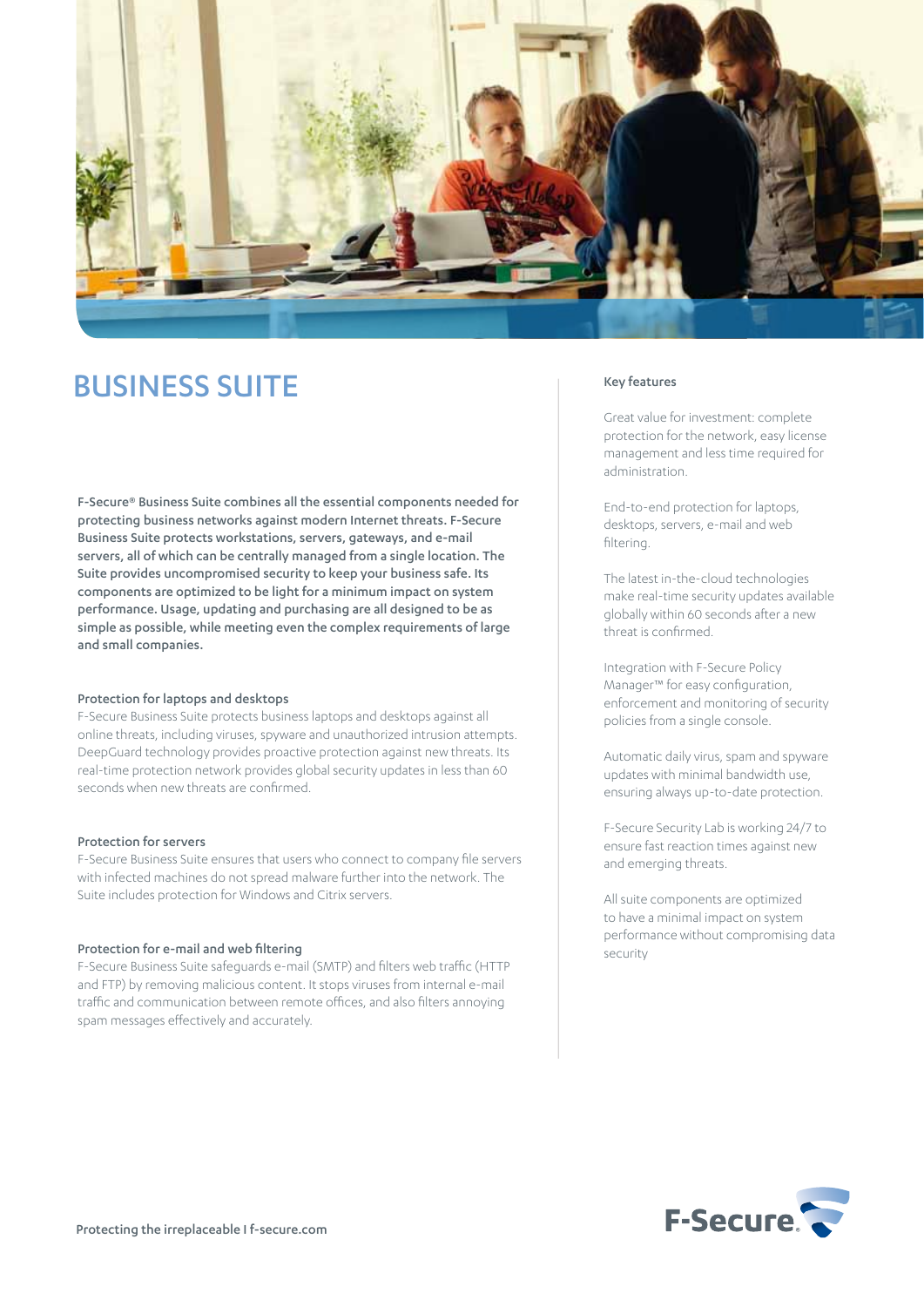# BUSINESS SUITE

**F-Secure® Business Suite combines all the essential components needed for protecting business networks against modern Internet threats. F-Secure Business Suite protects workstations, servers, gateways, and e-mail servers, all of which can be centrally managed from a single location. The Suite provides uncompromised security to keep your business safe. Its components are optimized to be light for a minimum impact on system performance. Usage, updating and purchasing are all designed to be as simple as possible, while meeting even the complex requirements of large and small companies.**

### Protection for laptops and desktops

F-Secure Business Suite protects business laptops and desktops against all online threats, including viruses, spyware and unauthorized intrusion attempts. DeepGuard technology provides proactive protection against new threats. Its real-time protection network provides global security updates in less than 60 seconds when new threats are confirmed.

### Protection for servers

F-Secure Business Suite ensures that users who connect to company file servers with infected machines do not spread malware further into the network. The Suite includes protection for Windows and Citrix servers.

### Protection for e-mail and web filtering

F-Secure Business Suite safeguards e-mail (SMTP) and filters web traffic (HTTP and FTP) by removing malicious content. It stops viruses from internal e-mail traffic and communication between remote offices, and also filters annoying spam messages effectively and accurately.

### Key features

Great value for investment: complete protection for the network, easy license management and less time required for administration.

End-to-end protection for laptops, desktops, servers, e-mail and web filtering.

The latest in-the-cloud technologies make real-time security updates available globally within 60 seconds after a new threat is confirmed.

Integration with F-Secure Policy Manager™ for easy configuration, enforcement and monitoring of security policies from a single console.

Automatic daily virus, spam and spyware updates with minimal bandwidth use, ensuring always up-to-date protection.

F-Secure Security Lab is working 24/7 to ensure fast reaction times against new and emerging threats.

All suite components are optimized to have a minimal impact on system performance without compromising data security

Protecting the irreplaceable I f-secure.com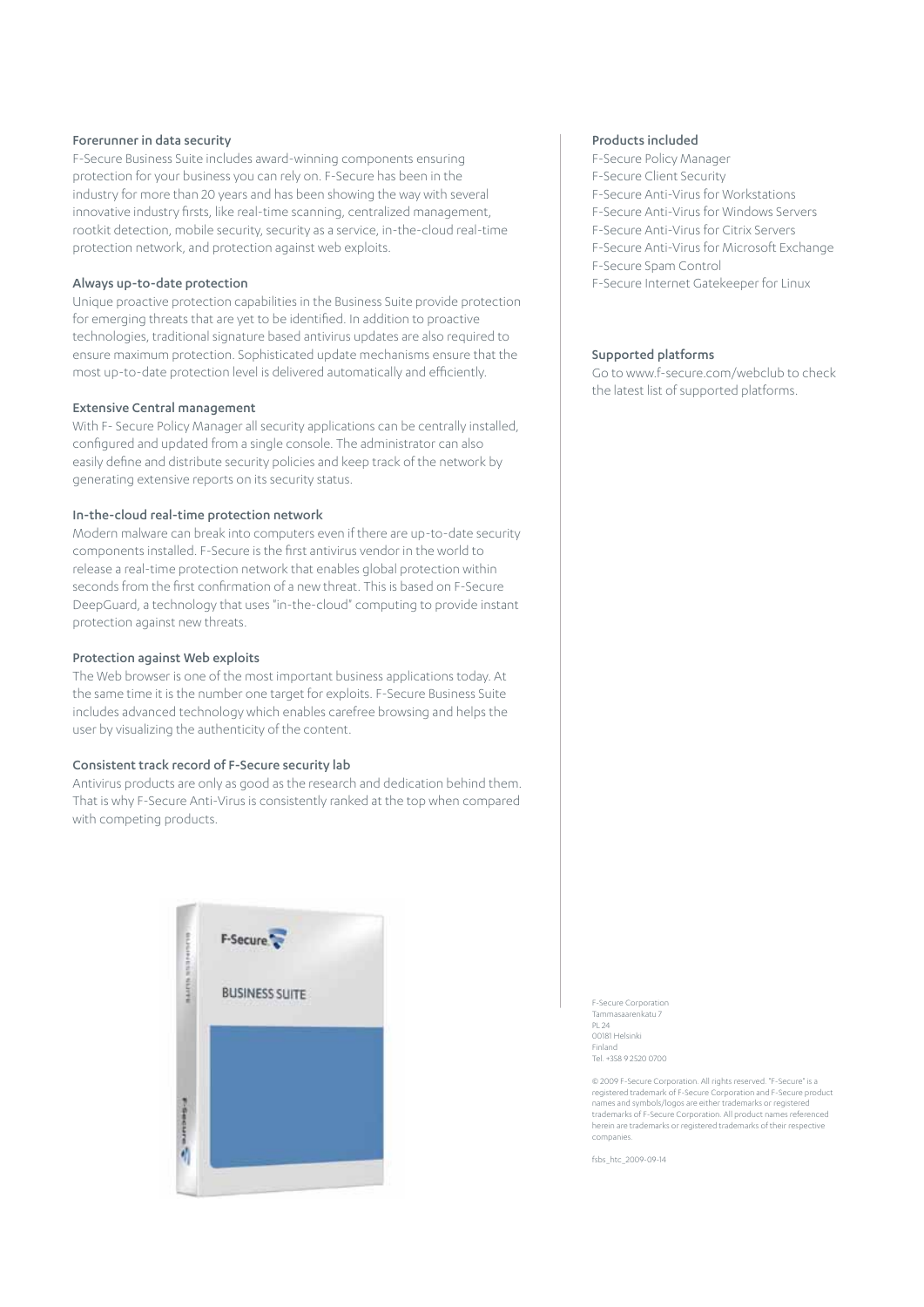### Forerunner in data security

F-Secure Business Suite includes award-winning components ensuring protection for your business you can rely on. F-Secure has been in the industry for more than 20 years and has been showing the way with several innovative industry firsts, like real-time scanning, centralized management, rootkit detection, mobile security, security as a service, in-the-cloud real-time protection network, and protection against web exploits.

### Always up-to-date protection

Unique proactive protection capabilities in the Business Suite provide protection for emerging threats that are yet to be identified. In addition to proactive technologies, traditional signature based antivirus updates are also required to ensure maximum protection. Sophisticated update mechanisms ensure that the most up-to-date protection level is delivered automatically and efficiently.

### Extensive Central management

With F- Secure Policy Manager all security applications can be centrally installed, configured and updated from a single console. The administrator can also easily define and distribute security policies and keep track of the network by generating extensive reports on its security status.

### In-the-cloud real-time protection network

Modern malware can break into computers even if there are up-to-date security components installed. F-Secure is the first antivirus vendor in the world to release a real-time protection network that enables global protection within seconds from the first confirmation of a new threat. This is based on F-Secure DeepGuard, a technology that uses "in-the-cloud" computing to provide instant protection against new threats.

### Protection against Web exploits

The Web browser is one of the most important business applications today. At the same time it is the number one target for exploits. F-Secure Business Suite includes advanced technology which enables carefree browsing and helps the user by visualizing the authenticity of the content.

### Consistent track record of F-Secure security lab

Antivirus products are only as good as the research and dedication behind them. That is why F-Secure Anti-Virus is consistently ranked at the top when compared with competing products.

### Products included

F-Secure Policy Manager
F-Secure Client Security
F-Secure Anti-Virus for Workstations
F-Secure Anti-Virus for Windows Servers
F-Secure Anti-Virus for Citrix Servers
F-Secure Anti-Virus for Microsoft Exchange
F-Secure Spam Control
F-Secure Internet Gatekeeper for Linux

### Supported platforms

Go to www.f-secure.com/webclub to check the latest list of supported platforms.

F-Secure Corporation
Tammasaarenkatu 7
PL 24
00181 Helsinki
Finland
Tel. +358 9 2520 0700

© 2009 F-Secure Corporation. All rights reserved. "F-Secure" is a registered trademark of F-Secure Corporation and F-Secure product names and symbols/logos are either trademarks or registered trademarks of F-Secure Corporation. All product names referenced herein are trademarks or registered trademarks of their respective companies.

fsbs_htc_2009-09-14